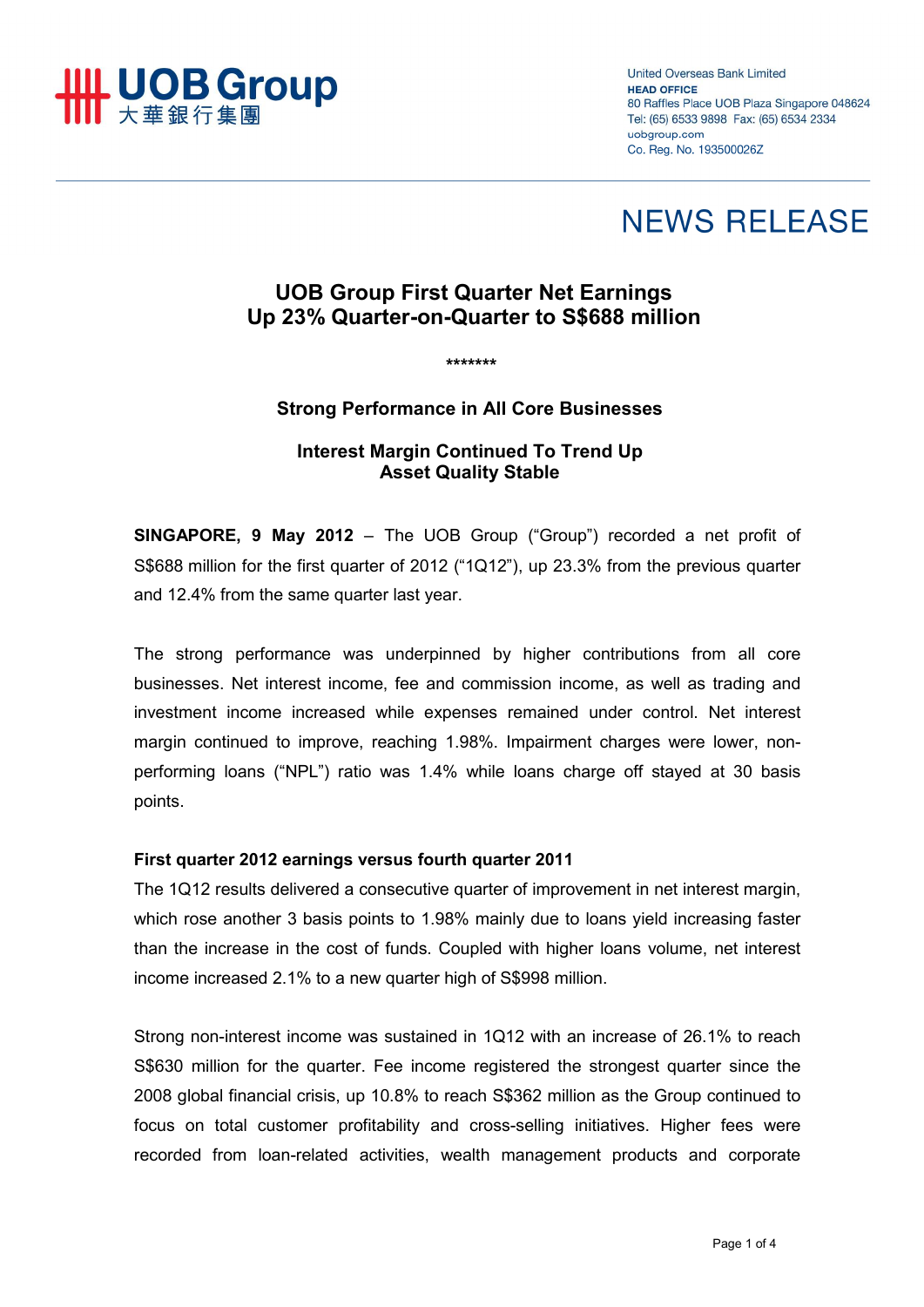UOB Group
大華銀行集團

United Overseas Bank Limited
**HEAD OFFICE**
80 Raffles Place UOB Plaza Singapore 048624
Tel: (65) 6533 9898 Fax: (65) 6534 2334
uobgroup.com
Co. Reg. No. 193500026Z

# NEWS RELEASE

## UOB Group First Quarter Net Earnings Up 23% Quarter-on-Quarter to S$688 million

*******

### Strong Performance in All Core Businesses

### Interest Margin Continued To Trend Up Asset Quality Stable

**SINGAPORE, 9 May 2012** – The UOB Group ("Group") recorded a net profit of S$688 million for the first quarter of 2012 ("1Q12"), up 23.3% from the previous quarter and 12.4% from the same quarter last year.

The strong performance was underpinned by higher contributions from all core businesses. Net interest income, fee and commission income, as well as trading and investment income increased while expenses remained under control. Net interest margin continued to improve, reaching 1.98%. Impairment charges were lower, non-performing loans ("NPL") ratio was 1.4% while loans charge off stayed at 30 basis points.

**First quarter 2012 earnings versus fourth quarter 2011**

The 1Q12 results delivered a consecutive quarter of improvement in net interest margin, which rose another 3 basis points to 1.98% mainly due to loans yield increasing faster than the increase in the cost of funds. Coupled with higher loans volume, net interest income increased 2.1% to a new quarter high of S$998 million.

Strong non-interest income was sustained in 1Q12 with an increase of 26.1% to reach S$630 million for the quarter. Fee income registered the strongest quarter since the 2008 global financial crisis, up 10.8% to reach S$362 million as the Group continued to focus on total customer profitability and cross-selling initiatives. Higher fees were recorded from loan-related activities, wealth management products and corporate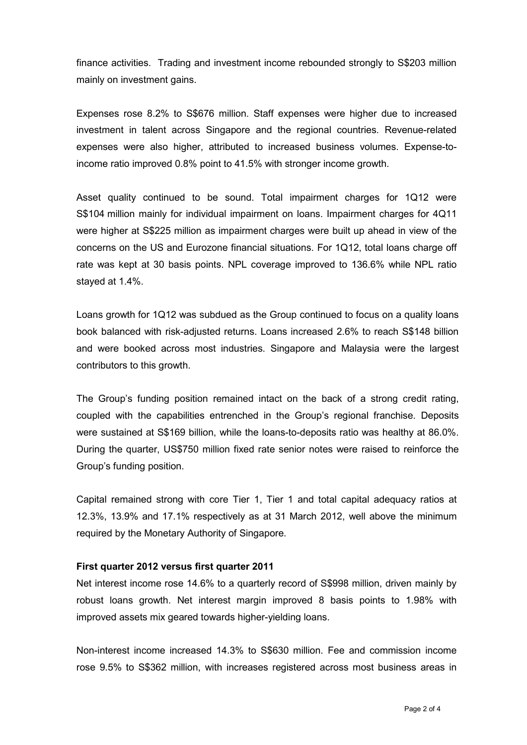finance activities. Trading and investment income rebounded strongly to S$203 million mainly on investment gains.

Expenses rose 8.2% to S$676 million. Staff expenses were higher due to increased investment in talent across Singapore and the regional countries. Revenue-related expenses were also higher, attributed to increased business volumes. Expense-to-income ratio improved 0.8% point to 41.5% with stronger income growth.

Asset quality continued to be sound. Total impairment charges for 1Q12 were S$104 million mainly for individual impairment on loans. Impairment charges for 4Q11 were higher at S$225 million as impairment charges were built up ahead in view of the concerns on the US and Eurozone financial situations. For 1Q12, total loans charge off rate was kept at 30 basis points. NPL coverage improved to 136.6% while NPL ratio stayed at 1.4%.

Loans growth for 1Q12 was subdued as the Group continued to focus on a quality loans book balanced with risk-adjusted returns. Loans increased 2.6% to reach S$148 billion and were booked across most industries. Singapore and Malaysia were the largest contributors to this growth.

The Group's funding position remained intact on the back of a strong credit rating, coupled with the capabilities entrenched in the Group's regional franchise. Deposits were sustained at S$169 billion, while the loans-to-deposits ratio was healthy at 86.0%. During the quarter, US$750 million fixed rate senior notes were raised to reinforce the Group's funding position.

Capital remained strong with core Tier 1, Tier 1 and total capital adequacy ratios at 12.3%, 13.9% and 17.1% respectively as at 31 March 2012, well above the minimum required by the Monetary Authority of Singapore.

**First quarter 2012 versus first quarter 2011**

Net interest income rose 14.6% to a quarterly record of S$998 million, driven mainly by robust loans growth. Net interest margin improved 8 basis points to 1.98% with improved assets mix geared towards higher-yielding loans.

Non-interest income increased 14.3% to S$630 million. Fee and commission income rose 9.5% to S$362 million, with increases registered across most business areas in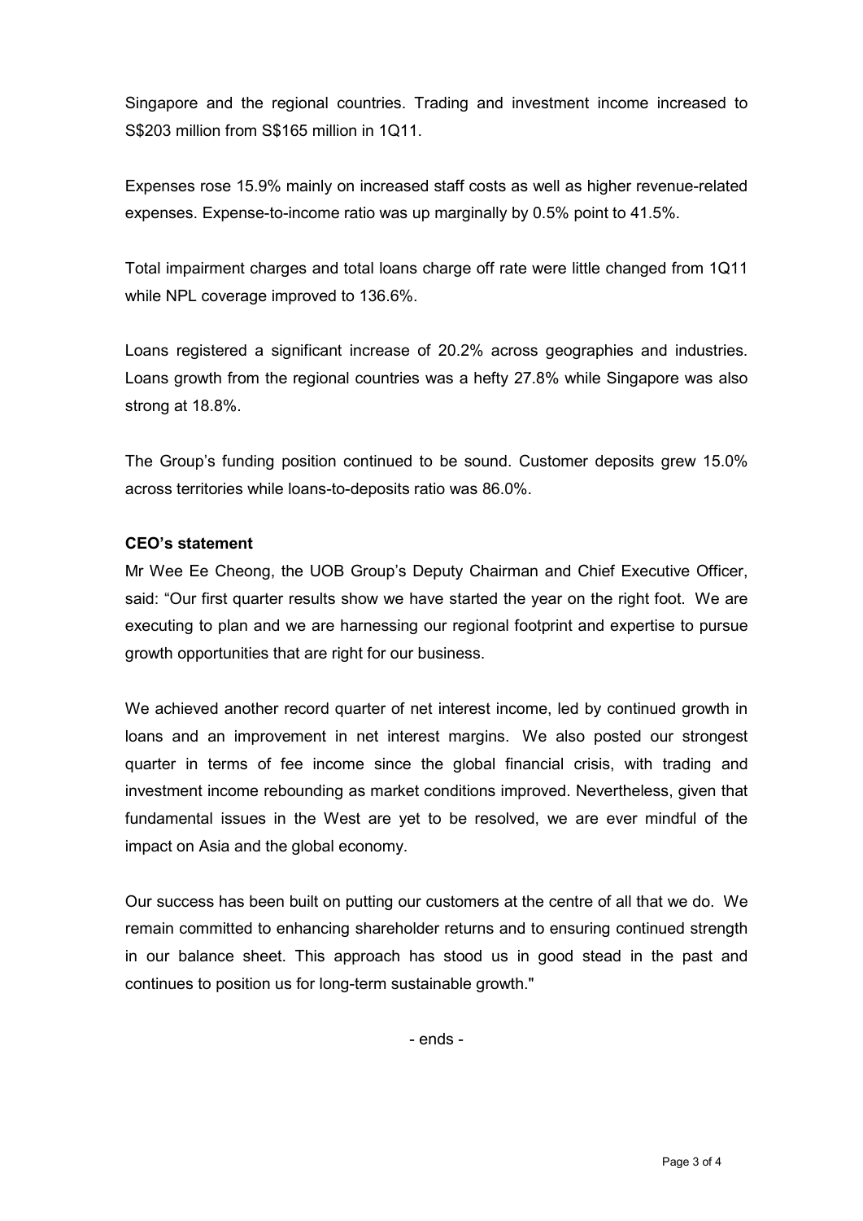Singapore and the regional countries. Trading and investment income increased to S$203 million from S$165 million in 1Q11.

Expenses rose 15.9% mainly on increased staff costs as well as higher revenue-related expenses. Expense-to-income ratio was up marginally by 0.5% point to 41.5%.

Total impairment charges and total loans charge off rate were little changed from 1Q11 while NPL coverage improved to 136.6%.

Loans registered a significant increase of 20.2% across geographies and industries. Loans growth from the regional countries was a hefty 27.8% while Singapore was also strong at 18.8%.

The Group's funding position continued to be sound. Customer deposits grew 15.0% across territories while loans-to-deposits ratio was 86.0%.

**CEO's statement**

Mr Wee Ee Cheong, the UOB Group's Deputy Chairman and Chief Executive Officer, said: "Our first quarter results show we have started the year on the right foot. We are executing to plan and we are harnessing our regional footprint and expertise to pursue growth opportunities that are right for our business.

We achieved another record quarter of net interest income, led by continued growth in loans and an improvement in net interest margins. We also posted our strongest quarter in terms of fee income since the global financial crisis, with trading and investment income rebounding as market conditions improved. Nevertheless, given that fundamental issues in the West are yet to be resolved, we are ever mindful of the impact on Asia and the global economy.

Our success has been built on putting our customers at the centre of all that we do. We remain committed to enhancing shareholder returns and to ensuring continued strength in our balance sheet. This approach has stood us in good stead in the past and continues to position us for long-term sustainable growth."

- ends -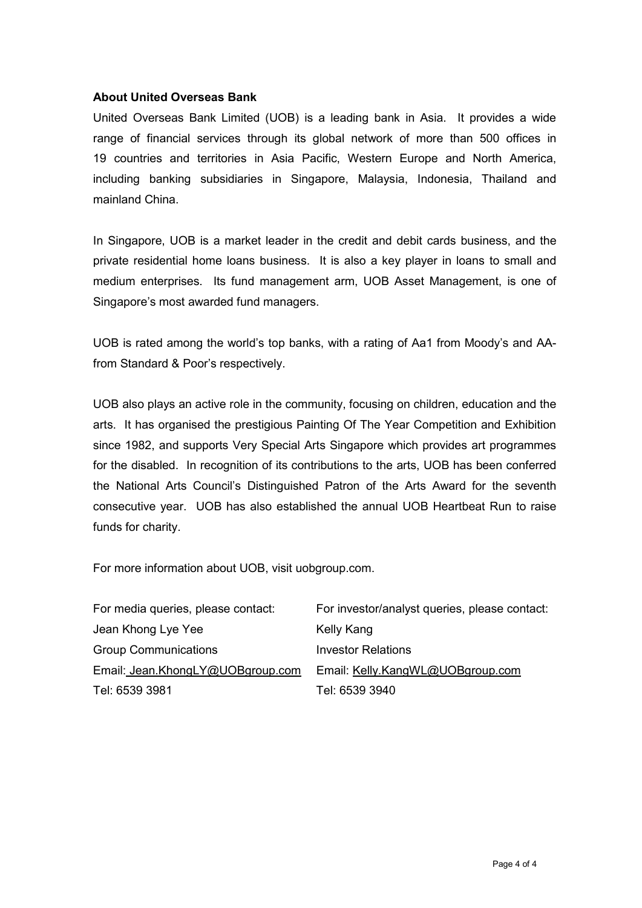**About United Overseas Bank**

United Overseas Bank Limited (UOB) is a leading bank in Asia. It provides a wide range of financial services through its global network of more than 500 offices in 19 countries and territories in Asia Pacific, Western Europe and North America, including banking subsidiaries in Singapore, Malaysia, Indonesia, Thailand and mainland China.

In Singapore, UOB is a market leader in the credit and debit cards business, and the private residential home loans business. It is also a key player in loans to small and medium enterprises. Its fund management arm, UOB Asset Management, is one of Singapore's most awarded fund managers.

UOB is rated among the world's top banks, with a rating of Aa1 from Moody's and AA- from Standard & Poor's respectively.

UOB also plays an active role in the community, focusing on children, education and the arts. It has organised the prestigious Painting Of The Year Competition and Exhibition since 1982, and supports Very Special Arts Singapore which provides art programmes for the disabled. In recognition of its contributions to the arts, UOB has been conferred the National Arts Council's Distinguished Patron of the Arts Award for the seventh consecutive year. UOB has also established the annual UOB Heartbeat Run to raise funds for charity.

For more information about UOB, visit uobgroup.com.

For media queries, please contact:
Jean Khong Lye Yee
Group Communications
Email: Jean.KhongLY@UOBgroup.com
Tel: 6539 3981

For investor/analyst queries, please contact:
Kelly Kang
Investor Relations
Email: Kelly.KangWL@UOBgroup.com
Tel: 6539 3940